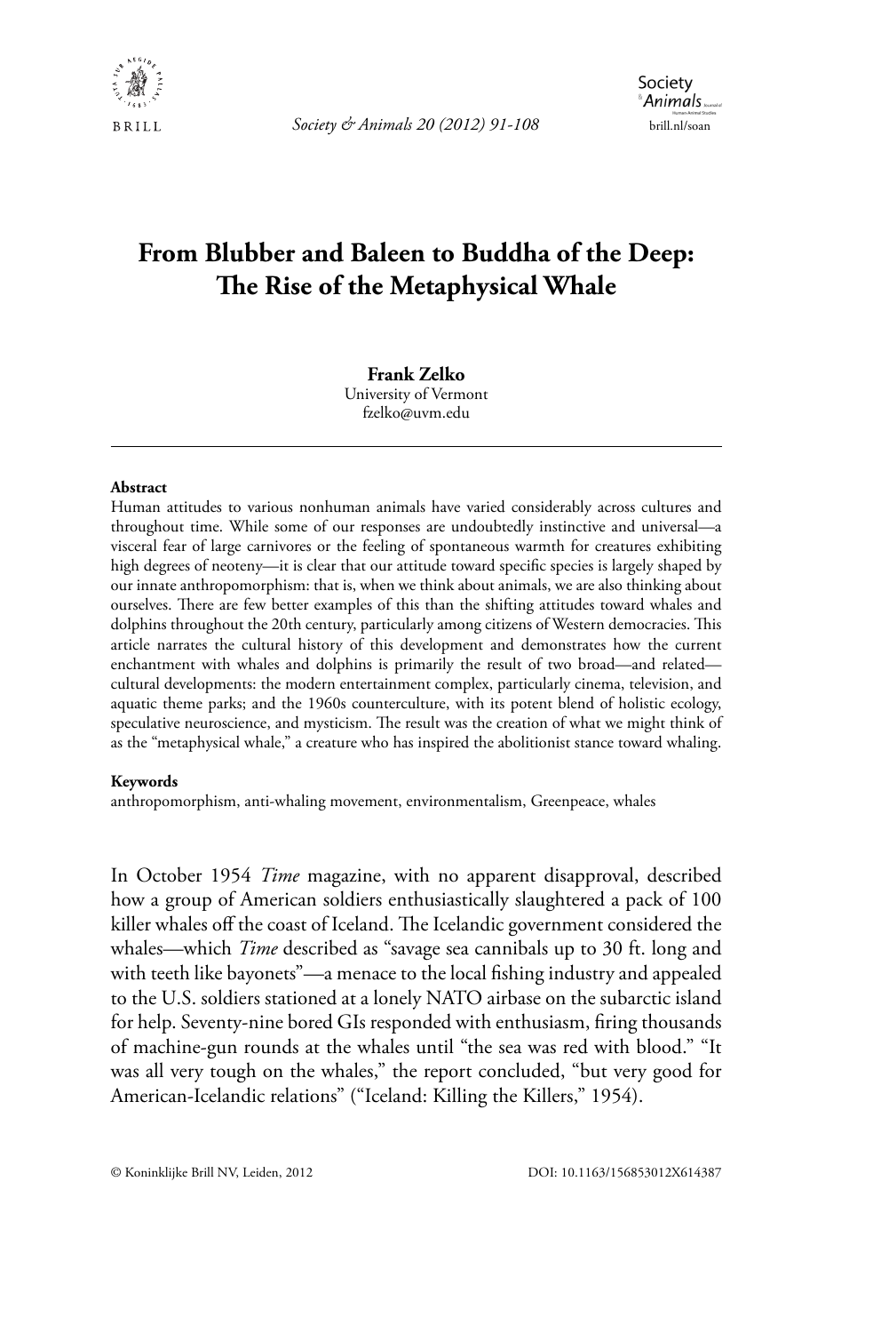# From Blubber and Baleen to Buddha of the Deep: The Rise of the Metaphysical Whale

**Frank Zelko**
University of Vermont
fzelko@uvm.edu

---

**Abstract**

Human attitudes to various nonhuman animals have varied considerably across cultures and throughout time. While some of our responses are undoubtedly instinctive and universal—a visceral fear of large carnivores or the feeling of spontaneous warmth for creatures exhibiting high degrees of neoteny—it is clear that our attitude toward specific species is largely shaped by our innate anthropomorphism: that is, when we think about animals, we are also thinking about ourselves. There are few better examples of this than the shifting attitudes toward whales and dolphins throughout the 20th century, particularly among citizens of Western democracies. This article narrates the cultural history of this development and demonstrates how the current enchantment with whales and dolphins is primarily the result of two broad—and related—cultural developments: the modern entertainment complex, particularly cinema, television, and aquatic theme parks; and the 1960s counterculture, with its potent blend of holistic ecology, speculative neuroscience, and mysticism. The result was the creation of what we might think of as the "metaphysical whale," a creature who has inspired the abolitionist stance toward whaling.

**Keywords**

anthropomorphism, anti-whaling movement, environmentalism, Greenpeace, whales

In October 1954 *Time* magazine, with no apparent disapproval, described how a group of American soldiers enthusiastically slaughtered a pack of 100 killer whales off the coast of Iceland. The Icelandic government considered the whales—which *Time* described as "savage sea cannibals up to 30 ft. long and with teeth like bayonets"—a menace to the local fishing industry and appealed to the U.S. soldiers stationed at a lonely NATO airbase on the subarctic island for help. Seventy-nine bored GIs responded with enthusiasm, firing thousands of machine-gun rounds at the whales until "the sea was red with blood." "It was all very tough on the whales," the report concluded, "but very good for American-Icelandic relations" ("Iceland: Killing the Killers," 1954).

© Koninklijke Brill NV, Leiden, 2012 DOI: 10.1163/156853012X614387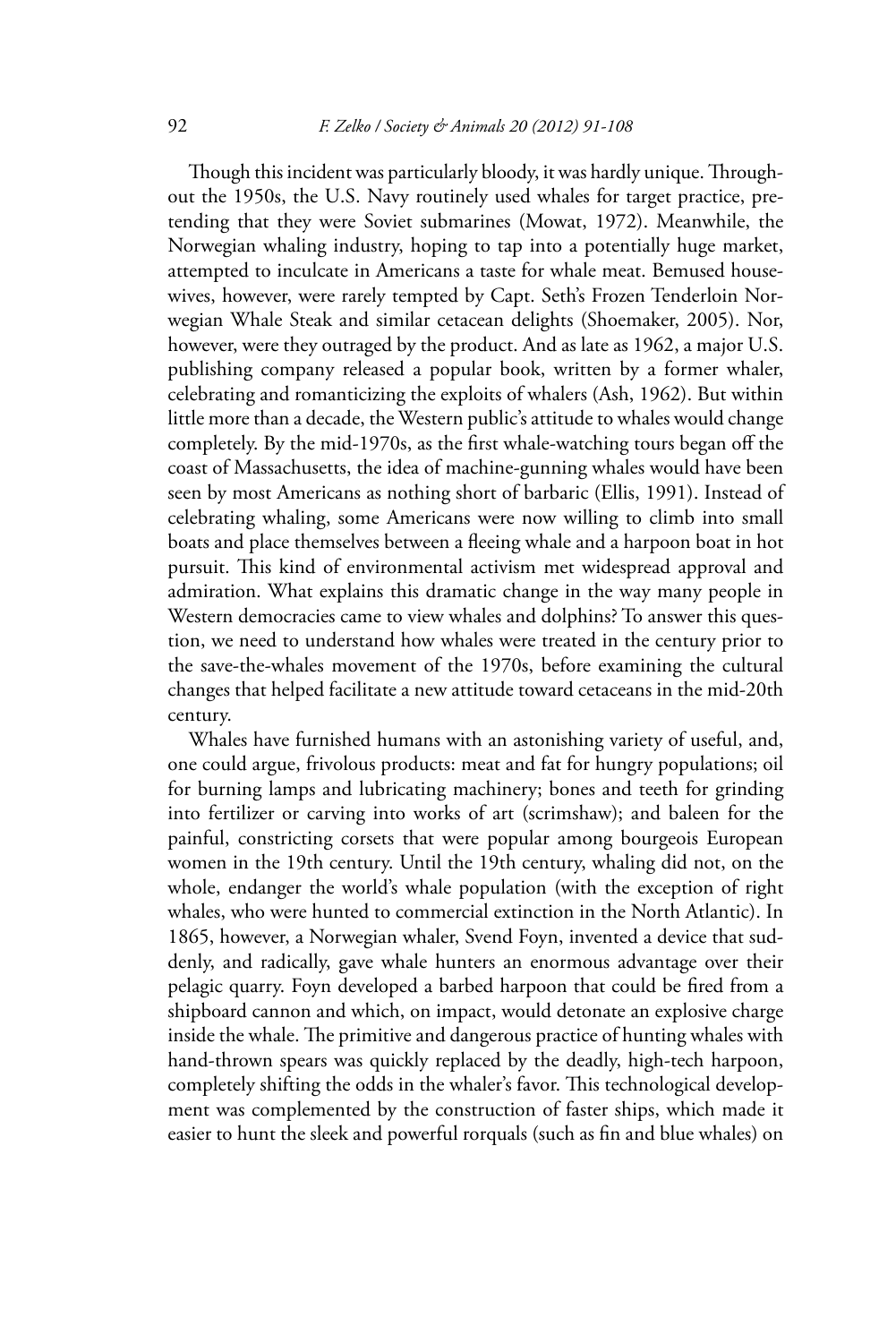Though this incident was particularly bloody, it was hardly unique. Throughout the 1950s, the U.S. Navy routinely used whales for target practice, pretending that they were Soviet submarines (Mowat, 1972). Meanwhile, the Norwegian whaling industry, hoping to tap into a potentially huge market, attempted to inculcate in Americans a taste for whale meat. Bemused housewives, however, were rarely tempted by Capt. Seth's Frozen Tenderloin Norwegian Whale Steak and similar cetacean delights (Shoemaker, 2005). Nor, however, were they outraged by the product. And as late as 1962, a major U.S. publishing company released a popular book, written by a former whaler, celebrating and romanticizing the exploits of whalers (Ash, 1962). But within little more than a decade, the Western public's attitude to whales would change completely. By the mid-1970s, as the first whale-watching tours began off the coast of Massachusetts, the idea of machine-gunning whales would have been seen by most Americans as nothing short of barbaric (Ellis, 1991). Instead of celebrating whaling, some Americans were now willing to climb into small boats and place themselves between a fleeing whale and a harpoon boat in hot pursuit. This kind of environmental activism met widespread approval and admiration. What explains this dramatic change in the way many people in Western democracies came to view whales and dolphins? To answer this question, we need to understand how whales were treated in the century prior to the save-the-whales movement of the 1970s, before examining the cultural changes that helped facilitate a new attitude toward cetaceans in the mid-20th century.

Whales have furnished humans with an astonishing variety of useful, and, one could argue, frivolous products: meat and fat for hungry populations; oil for burning lamps and lubricating machinery; bones and teeth for grinding into fertilizer or carving into works of art (scrimshaw); and baleen for the painful, constricting corsets that were popular among bourgeois European women in the 19th century. Until the 19th century, whaling did not, on the whole, endanger the world's whale population (with the exception of right whales, who were hunted to commercial extinction in the North Atlantic). In 1865, however, a Norwegian whaler, Svend Foyn, invented a device that suddenly, and radically, gave whale hunters an enormous advantage over their pelagic quarry. Foyn developed a barbed harpoon that could be fired from a shipboard cannon and which, on impact, would detonate an explosive charge inside the whale. The primitive and dangerous practice of hunting whales with hand-thrown spears was quickly replaced by the deadly, high-tech harpoon, completely shifting the odds in the whaler's favor. This technological development was complemented by the construction of faster ships, which made it easier to hunt the sleek and powerful rorquals (such as fin and blue whales) on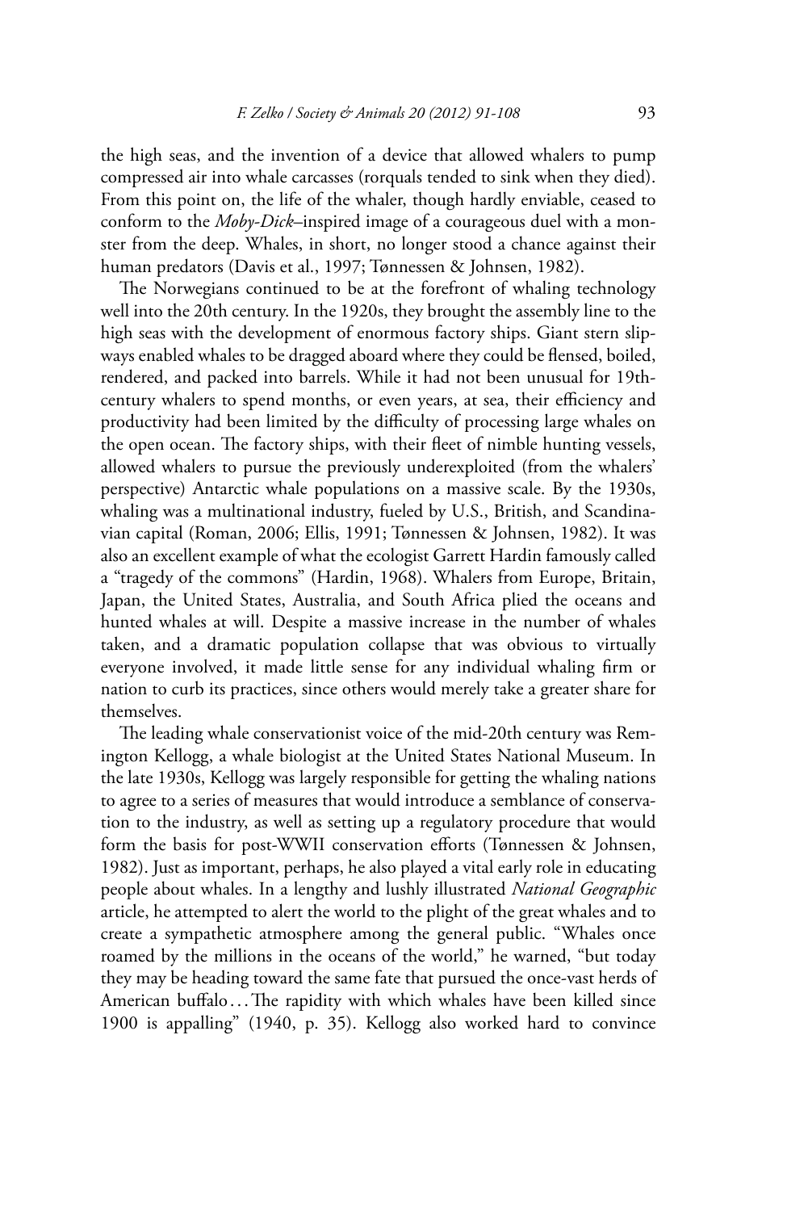the high seas, and the invention of a device that allowed whalers to pump compressed air into whale carcasses (rorquals tended to sink when they died). From this point on, the life of the whaler, though hardly enviable, ceased to conform to the *Moby-Dick*–inspired image of a courageous duel with a monster from the deep. Whales, in short, no longer stood a chance against their human predators (Davis et al., 1997; Tønnessen & Johnsen, 1982).

The Norwegians continued to be at the forefront of whaling technology well into the 20th century. In the 1920s, they brought the assembly line to the high seas with the development of enormous factory ships. Giant stern slipways enabled whales to be dragged aboard where they could be flensed, boiled, rendered, and packed into barrels. While it had not been unusual for 19th-century whalers to spend months, or even years, at sea, their efficiency and productivity had been limited by the difficulty of processing large whales on the open ocean. The factory ships, with their fleet of nimble hunting vessels, allowed whalers to pursue the previously underexploited (from the whalers' perspective) Antarctic whale populations on a massive scale. By the 1930s, whaling was a multinational industry, fueled by U.S., British, and Scandinavian capital (Roman, 2006; Ellis, 1991; Tønnessen & Johnsen, 1982). It was also an excellent example of what the ecologist Garrett Hardin famously called a "tragedy of the commons" (Hardin, 1968). Whalers from Europe, Britain, Japan, the United States, Australia, and South Africa plied the oceans and hunted whales at will. Despite a massive increase in the number of whales taken, and a dramatic population collapse that was obvious to virtually everyone involved, it made little sense for any individual whaling firm or nation to curb its practices, since others would merely take a greater share for themselves.

The leading whale conservationist voice of the mid-20th century was Remington Kellogg, a whale biologist at the United States National Museum. In the late 1930s, Kellogg was largely responsible for getting the whaling nations to agree to a series of measures that would introduce a semblance of conservation to the industry, as well as setting up a regulatory procedure that would form the basis for post-WWII conservation efforts (Tønnessen & Johnsen, 1982). Just as important, perhaps, he also played a vital early role in educating people about whales. In a lengthy and lushly illustrated *National Geographic* article, he attempted to alert the world to the plight of the great whales and to create a sympathetic atmosphere among the general public. "Whales once roamed by the millions in the oceans of the world," he warned, "but today they may be heading toward the same fate that pursued the once-vast herds of American buffalo . . . The rapidity with which whales have been killed since 1900 is appalling" (1940, p. 35). Kellogg also worked hard to convince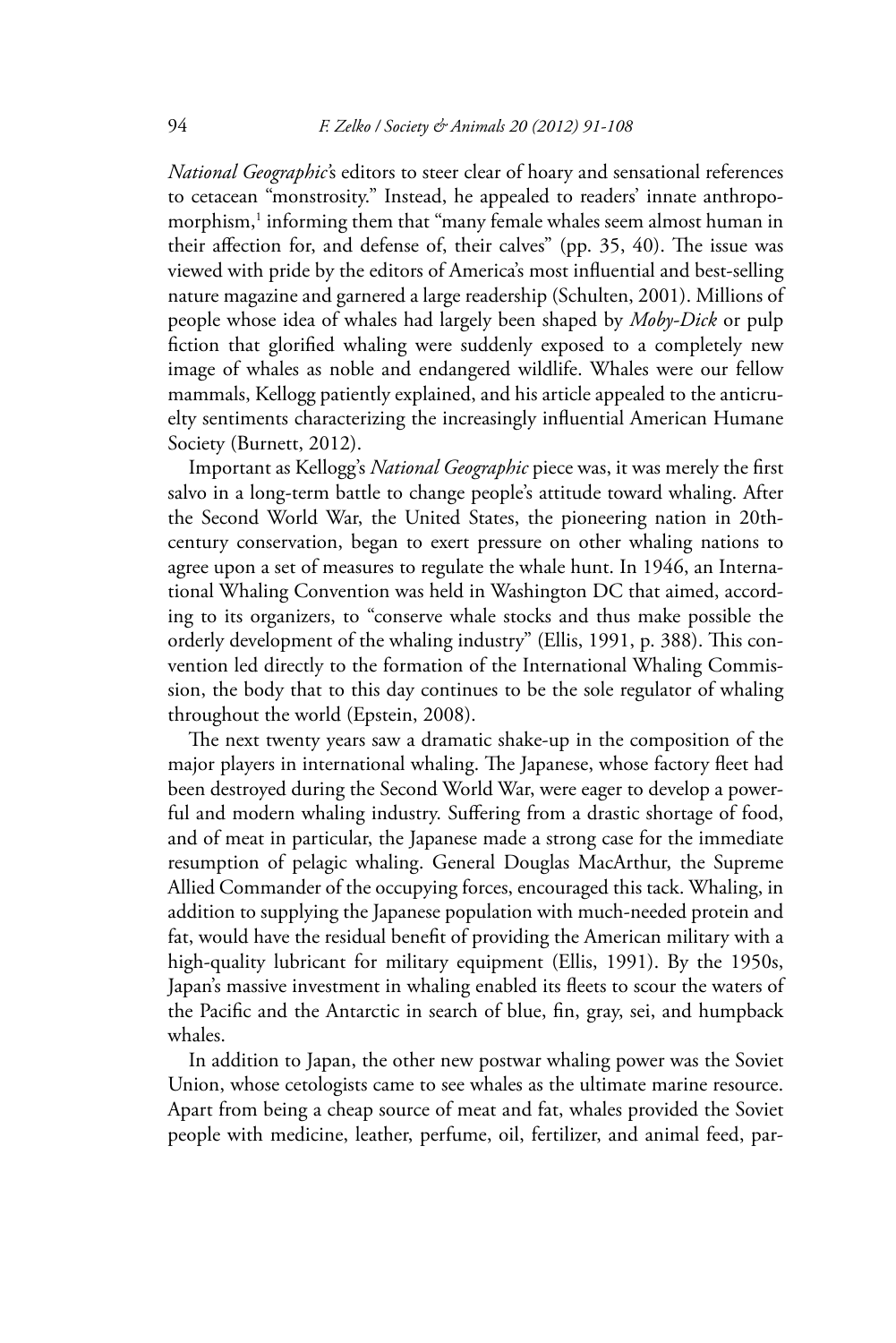*National Geographic*'s editors to steer clear of hoary and sensational references to cetacean "monstrosity." Instead, he appealed to readers' innate anthropomorphism,[1] informing them that "many female whales seem almost human in their affection for, and defense of, their calves" (pp. 35, 40). The issue was viewed with pride by the editors of America's most influential and best-selling nature magazine and garnered a large readership (Schulten, 2001). Millions of people whose idea of whales had largely been shaped by *Moby-Dick* or pulp fiction that glorified whaling were suddenly exposed to a completely new image of whales as noble and endangered wildlife. Whales were our fellow mammals, Kellogg patiently explained, and his article appealed to the anticruelty sentiments characterizing the increasingly influential American Humane Society (Burnett, 2012).

Important as Kellogg's *National Geographic* piece was, it was merely the first salvo in a long-term battle to change people's attitude toward whaling. After the Second World War, the United States, the pioneering nation in 20th-century conservation, began to exert pressure on other whaling nations to agree upon a set of measures to regulate the whale hunt. In 1946, an International Whaling Convention was held in Washington DC that aimed, according to its organizers, to "conserve whale stocks and thus make possible the orderly development of the whaling industry" (Ellis, 1991, p. 388). This convention led directly to the formation of the International Whaling Commission, the body that to this day continues to be the sole regulator of whaling throughout the world (Epstein, 2008).

The next twenty years saw a dramatic shake-up in the composition of the major players in international whaling. The Japanese, whose factory fleet had been destroyed during the Second World War, were eager to develop a powerful and modern whaling industry. Suffering from a drastic shortage of food, and of meat in particular, the Japanese made a strong case for the immediate resumption of pelagic whaling. General Douglas MacArthur, the Supreme Allied Commander of the occupying forces, encouraged this tack. Whaling, in addition to supplying the Japanese population with much-needed protein and fat, would have the residual benefit of providing the American military with a high-quality lubricant for military equipment (Ellis, 1991). By the 1950s, Japan's massive investment in whaling enabled its fleets to scour the waters of the Pacific and the Antarctic in search of blue, fin, gray, sei, and humpback whales.

In addition to Japan, the other new postwar whaling power was the Soviet Union, whose cetologists came to see whales as the ultimate marine resource. Apart from being a cheap source of meat and fat, whales provided the Soviet people with medicine, leather, perfume, oil, fertilizer, and animal feed, par-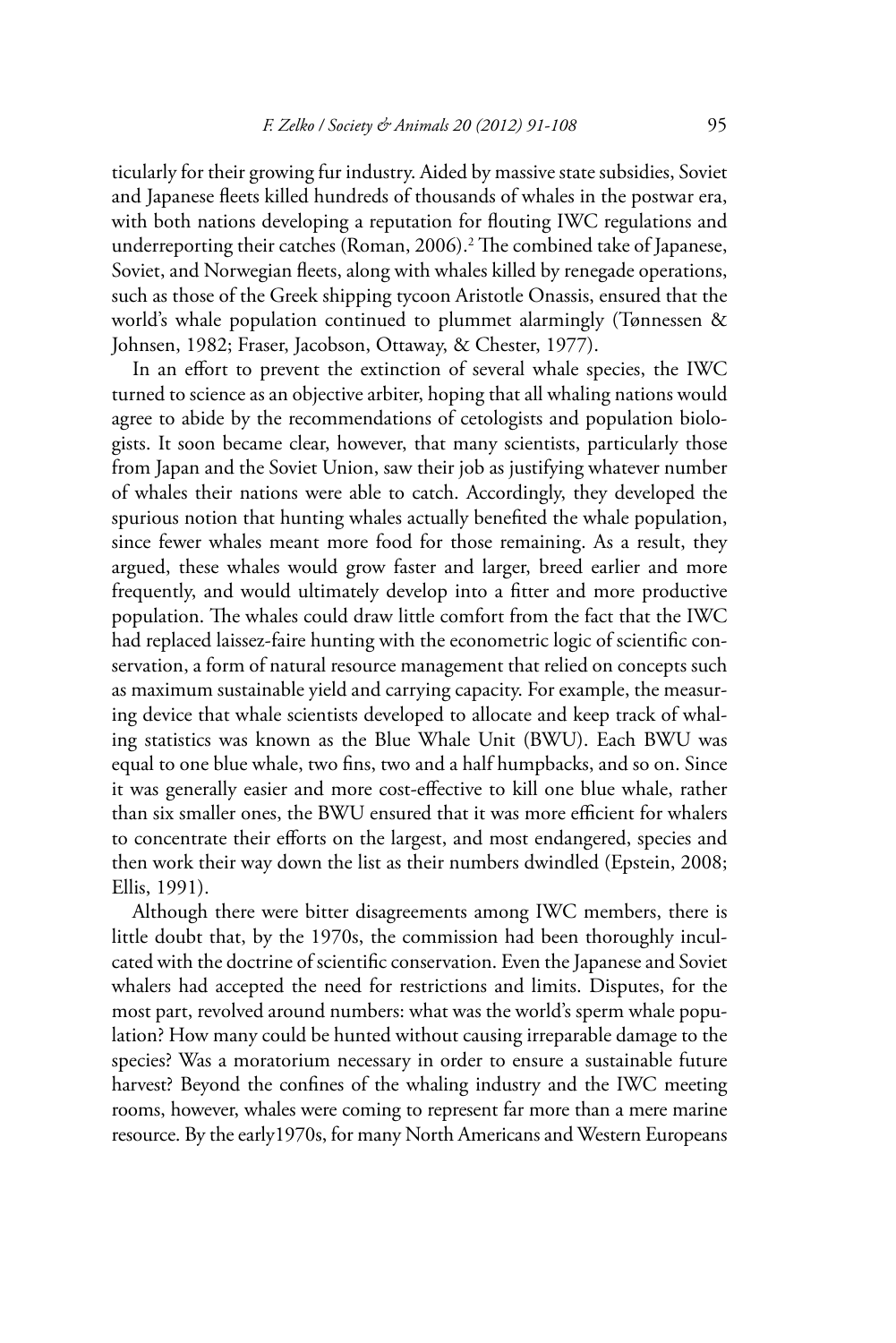ticularly for their growing fur industry. Aided by massive state subsidies, Soviet and Japanese fleets killed hundreds of thousands of whales in the postwar era, with both nations developing a reputation for flouting IWC regulations and underreporting their catches (Roman, 2006).[2] The combined take of Japanese, Soviet, and Norwegian fleets, along with whales killed by renegade operations, such as those of the Greek shipping tycoon Aristotle Onassis, ensured that the world's whale population continued to plummet alarmingly (Tønnessen & Johnsen, 1982; Fraser, Jacobson, Ottaway, & Chester, 1977).

In an effort to prevent the extinction of several whale species, the IWC turned to science as an objective arbiter, hoping that all whaling nations would agree to abide by the recommendations of cetologists and population biologists. It soon became clear, however, that many scientists, particularly those from Japan and the Soviet Union, saw their job as justifying whatever number of whales their nations were able to catch. Accordingly, they developed the spurious notion that hunting whales actually benefited the whale population, since fewer whales meant more food for those remaining. As a result, they argued, these whales would grow faster and larger, breed earlier and more frequently, and would ultimately develop into a fitter and more productive population. The whales could draw little comfort from the fact that the IWC had replaced laissez-faire hunting with the econometric logic of scientific conservation, a form of natural resource management that relied on concepts such as maximum sustainable yield and carrying capacity. For example, the measuring device that whale scientists developed to allocate and keep track of whaling statistics was known as the Blue Whale Unit (BWU). Each BWU was equal to one blue whale, two fins, two and a half humpbacks, and so on. Since it was generally easier and more cost-effective to kill one blue whale, rather than six smaller ones, the BWU ensured that it was more efficient for whalers to concentrate their efforts on the largest, and most endangered, species and then work their way down the list as their numbers dwindled (Epstein, 2008; Ellis, 1991).

Although there were bitter disagreements among IWC members, there is little doubt that, by the 1970s, the commission had been thoroughly inculcated with the doctrine of scientific conservation. Even the Japanese and Soviet whalers had accepted the need for restrictions and limits. Disputes, for the most part, revolved around numbers: what was the world's sperm whale population? How many could be hunted without causing irreparable damage to the species? Was a moratorium necessary in order to ensure a sustainable future harvest? Beyond the confines of the whaling industry and the IWC meeting rooms, however, whales were coming to represent far more than a mere marine resource. By the early1970s, for many North Americans and Western Europeans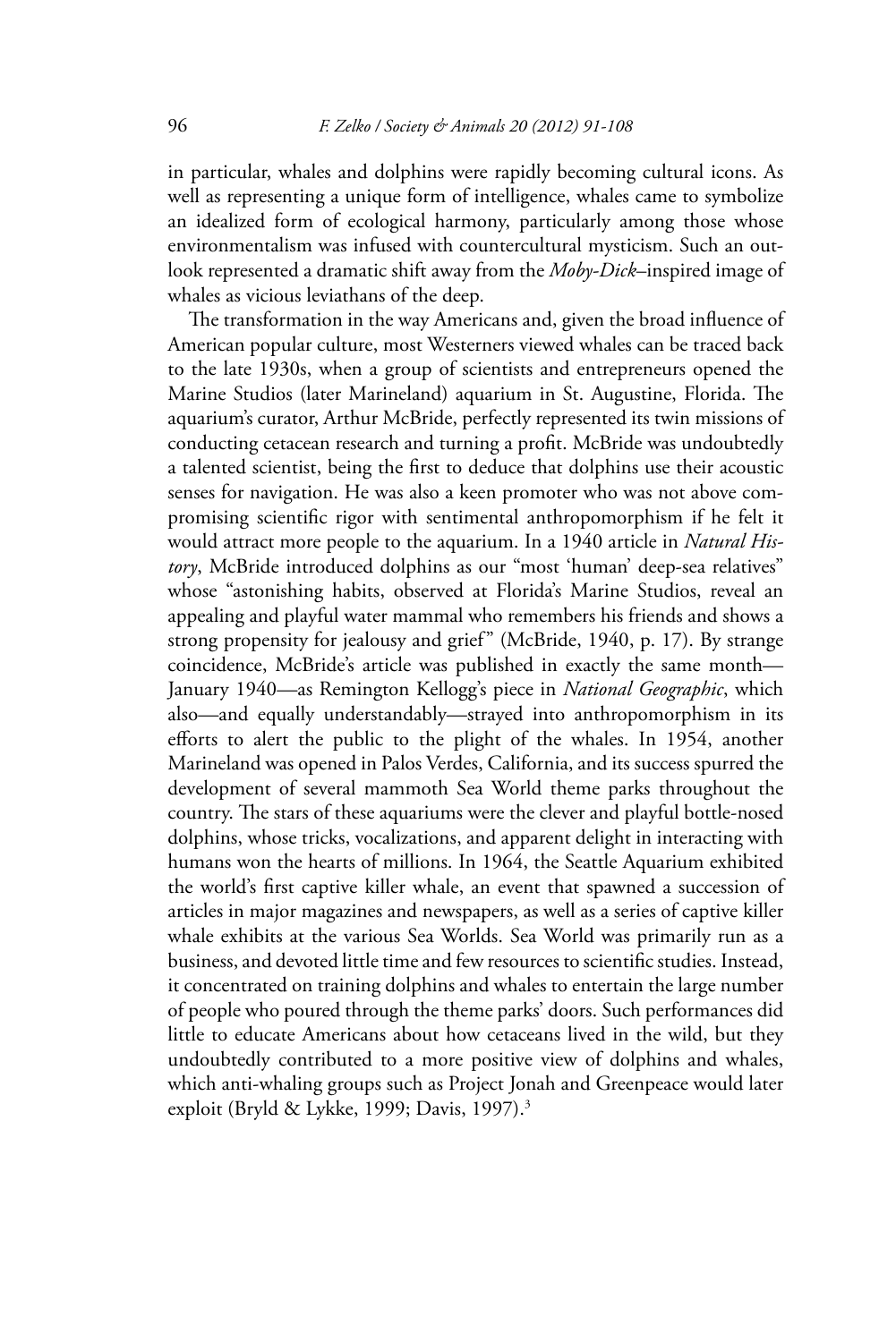in particular, whales and dolphins were rapidly becoming cultural icons. As well as representing a unique form of intelligence, whales came to symbolize an idealized form of ecological harmony, particularly among those whose environmentalism was infused with countercultural mysticism. Such an outlook represented a dramatic shift away from the *Moby-Dick*–inspired image of whales as vicious leviathans of the deep.

The transformation in the way Americans and, given the broad influence of American popular culture, most Westerners viewed whales can be traced back to the late 1930s, when a group of scientists and entrepreneurs opened the Marine Studios (later Marineland) aquarium in St. Augustine, Florida. The aquarium's curator, Arthur McBride, perfectly represented its twin missions of conducting cetacean research and turning a profit. McBride was undoubtedly a talented scientist, being the first to deduce that dolphins use their acoustic senses for navigation. He was also a keen promoter who was not above compromising scientific rigor with sentimental anthropomorphism if he felt it would attract more people to the aquarium. In a 1940 article in *Natural History*, McBride introduced dolphins as our "most 'human' deep-sea relatives" whose "astonishing habits, observed at Florida's Marine Studios, reveal an appealing and playful water mammal who remembers his friends and shows a strong propensity for jealousy and grief" (McBride, 1940, p. 17). By strange coincidence, McBride's article was published in exactly the same month—January 1940—as Remington Kellogg's piece in *National Geographic*, which also—and equally understandably—strayed into anthropomorphism in its efforts to alert the public to the plight of the whales. In 1954, another Marineland was opened in Palos Verdes, California, and its success spurred the development of several mammoth Sea World theme parks throughout the country. The stars of these aquariums were the clever and playful bottle-nosed dolphins, whose tricks, vocalizations, and apparent delight in interacting with humans won the hearts of millions. In 1964, the Seattle Aquarium exhibited the world's first captive killer whale, an event that spawned a succession of articles in major magazines and newspapers, as well as a series of captive killer whale exhibits at the various Sea Worlds. Sea World was primarily run as a business, and devoted little time and few resources to scientific studies. Instead, it concentrated on training dolphins and whales to entertain the large number of people who poured through the theme parks' doors. Such performances did little to educate Americans about how cetaceans lived in the wild, but they undoubtedly contributed to a more positive view of dolphins and whales, which anti-whaling groups such as Project Jonah and Greenpeace would later exploit (Bryld & Lykke, 1999; Davis, 1997).[3]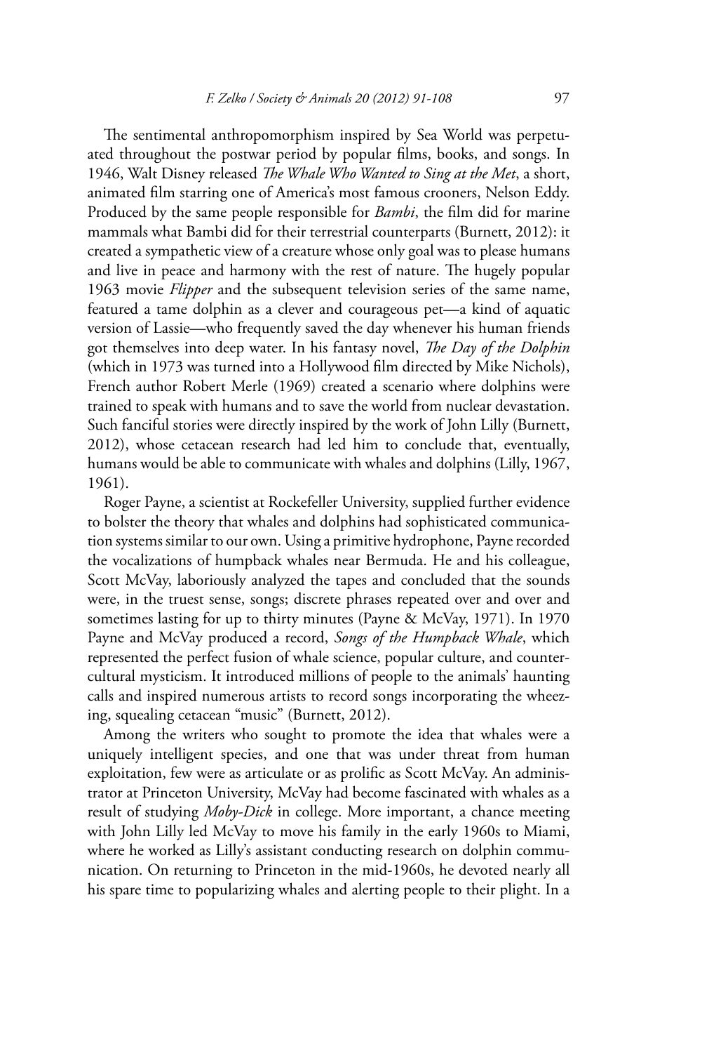The sentimental anthropomorphism inspired by Sea World was perpetuated throughout the postwar period by popular films, books, and songs. In 1946, Walt Disney released *The Whale Who Wanted to Sing at the Met*, a short, animated film starring one of America's most famous crooners, Nelson Eddy. Produced by the same people responsible for *Bambi*, the film did for marine mammals what Bambi did for their terrestrial counterparts (Burnett, 2012): it created a sympathetic view of a creature whose only goal was to please humans and live in peace and harmony with the rest of nature. The hugely popular 1963 movie *Flipper* and the subsequent television series of the same name, featured a tame dolphin as a clever and courageous pet—a kind of aquatic version of Lassie—who frequently saved the day whenever his human friends got themselves into deep water. In his fantasy novel, *The Day of the Dolphin* (which in 1973 was turned into a Hollywood film directed by Mike Nichols), French author Robert Merle (1969) created a scenario where dolphins were trained to speak with humans and to save the world from nuclear devastation. Such fanciful stories were directly inspired by the work of John Lilly (Burnett, 2012), whose cetacean research had led him to conclude that, eventually, humans would be able to communicate with whales and dolphins (Lilly, 1967, 1961).

Roger Payne, a scientist at Rockefeller University, supplied further evidence to bolster the theory that whales and dolphins had sophisticated communication systems similar to our own. Using a primitive hydrophone, Payne recorded the vocalizations of humpback whales near Bermuda. He and his colleague, Scott McVay, laboriously analyzed the tapes and concluded that the sounds were, in the truest sense, songs; discrete phrases repeated over and over and sometimes lasting for up to thirty minutes (Payne & McVay, 1971). In 1970 Payne and McVay produced a record, *Songs of the Humpback Whale*, which represented the perfect fusion of whale science, popular culture, and countercultural mysticism. It introduced millions of people to the animals' haunting calls and inspired numerous artists to record songs incorporating the wheezing, squealing cetacean "music" (Burnett, 2012).

Among the writers who sought to promote the idea that whales were a uniquely intelligent species, and one that was under threat from human exploitation, few were as articulate or as prolific as Scott McVay. An administrator at Princeton University, McVay had become fascinated with whales as a result of studying *Moby-Dick* in college. More important, a chance meeting with John Lilly led McVay to move his family in the early 1960s to Miami, where he worked as Lilly's assistant conducting research on dolphin communication. On returning to Princeton in the mid-1960s, he devoted nearly all his spare time to popularizing whales and alerting people to their plight. In a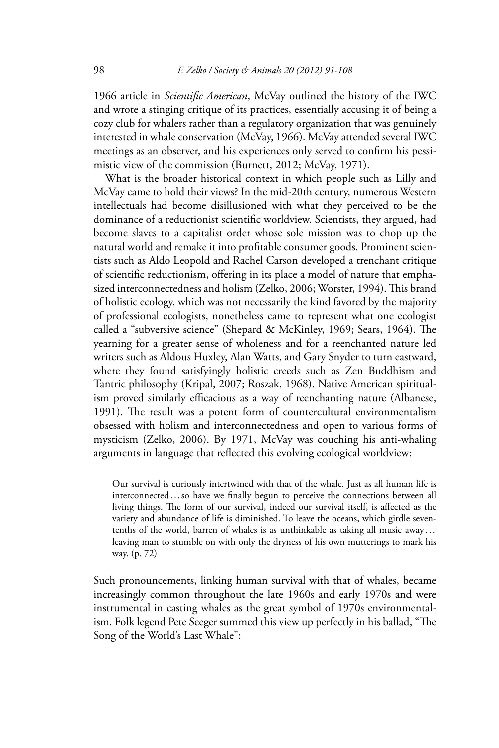1966 article in *Scientific American*, McVay outlined the history of the IWC and wrote a stinging critique of its practices, essentially accusing it of being a cozy club for whalers rather than a regulatory organization that was genuinely interested in whale conservation (McVay, 1966). McVay attended several IWC meetings as an observer, and his experiences only served to confirm his pessimistic view of the commission (Burnett, 2012; McVay, 1971).

What is the broader historical context in which people such as Lilly and McVay came to hold their views? In the mid-20th century, numerous Western intellectuals had become disillusioned with what they perceived to be the dominance of a reductionist scientific worldview. Scientists, they argued, had become slaves to a capitalist order whose sole mission was to chop up the natural world and remake it into profitable consumer goods. Prominent scientists such as Aldo Leopold and Rachel Carson developed a trenchant critique of scientific reductionism, offering in its place a model of nature that emphasized interconnectedness and holism (Zelko, 2006; Worster, 1994). This brand of holistic ecology, which was not necessarily the kind favored by the majority of professional ecologists, nonetheless came to represent what one ecologist called a "subversive science" (Shepard & McKinley, 1969; Sears, 1964). The yearning for a greater sense of wholeness and for a reenchanted nature led writers such as Aldous Huxley, Alan Watts, and Gary Snyder to turn eastward, where they found satisfyingly holistic creeds such as Zen Buddhism and Tantric philosophy (Kripal, 2007; Roszak, 1968). Native American spiritualism proved similarly efficacious as a way of reenchanting nature (Albanese, 1991). The result was a potent form of countercultural environmentalism obsessed with holism and interconnectedness and open to various forms of mysticism (Zelko, 2006). By 1971, McVay was couching his anti-whaling arguments in language that reflected this evolving ecological worldview:

> Our survival is curiously intertwined with that of the whale. Just as all human life is interconnected…so have we finally begun to perceive the connections between all living things. The form of our survival, indeed our survival itself, is affected as the variety and abundance of life is diminished. To leave the oceans, which girdle seven-tenths of the world, barren of whales is as unthinkable as taking all music away… leaving man to stumble on with only the dryness of his own mutterings to mark his way. (p. 72)

Such pronouncements, linking human survival with that of whales, became increasingly common throughout the late 1960s and early 1970s and were instrumental in casting whales as the great symbol of 1970s environmentalism. Folk legend Pete Seeger summed this view up perfectly in his ballad, "The Song of the World's Last Whale":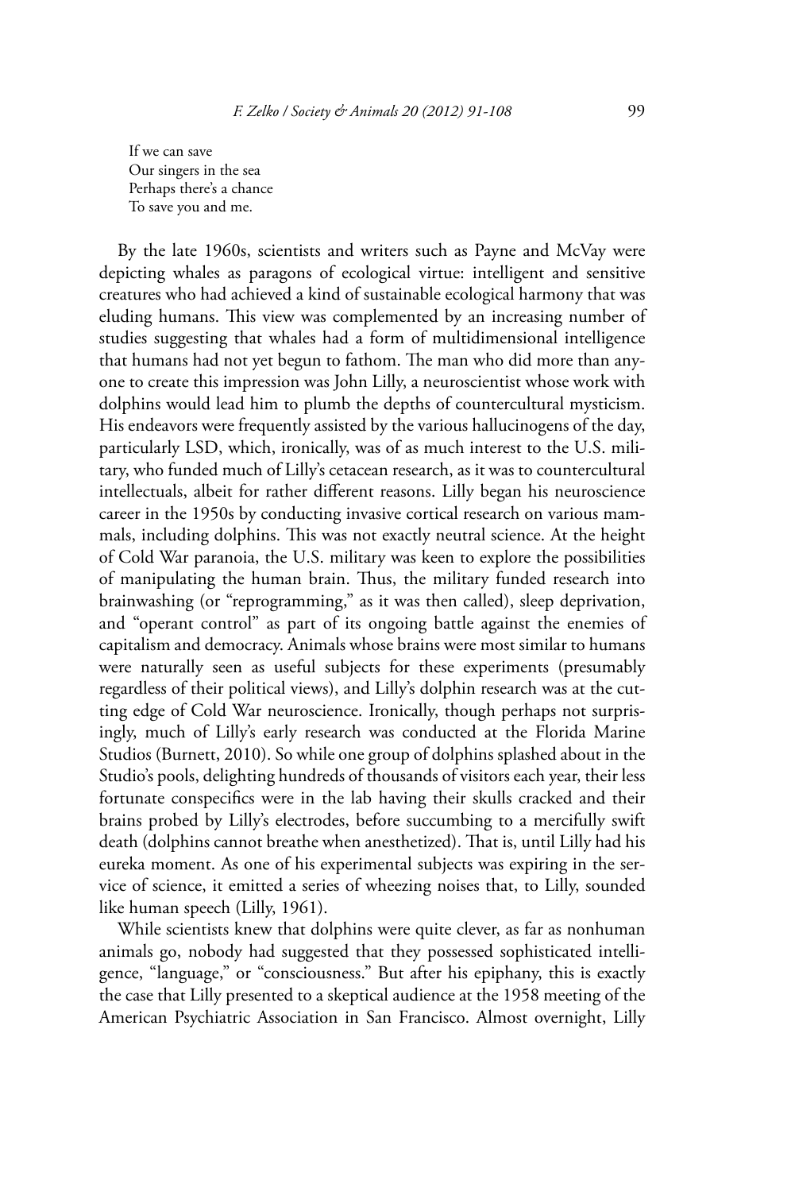If we can save
Our singers in the sea
Perhaps there's a chance
To save you and me.

By the late 1960s, scientists and writers such as Payne and McVay were depicting whales as paragons of ecological virtue: intelligent and sensitive creatures who had achieved a kind of sustainable ecological harmony that was eluding humans. This view was complemented by an increasing number of studies suggesting that whales had a form of multidimensional intelligence that humans had not yet begun to fathom. The man who did more than anyone to create this impression was John Lilly, a neuroscientist whose work with dolphins would lead him to plumb the depths of countercultural mysticism. His endeavors were frequently assisted by the various hallucinogens of the day, particularly LSD, which, ironically, was of as much interest to the U.S. military, who funded much of Lilly's cetacean research, as it was to countercultural intellectuals, albeit for rather different reasons. Lilly began his neuroscience career in the 1950s by conducting invasive cortical research on various mammals, including dolphins. This was not exactly neutral science. At the height of Cold War paranoia, the U.S. military was keen to explore the possibilities of manipulating the human brain. Thus, the military funded research into brainwashing (or "reprogramming," as it was then called), sleep deprivation, and "operant control" as part of its ongoing battle against the enemies of capitalism and democracy. Animals whose brains were most similar to humans were naturally seen as useful subjects for these experiments (presumably regardless of their political views), and Lilly's dolphin research was at the cutting edge of Cold War neuroscience. Ironically, though perhaps not surprisingly, much of Lilly's early research was conducted at the Florida Marine Studios (Burnett, 2010). So while one group of dolphins splashed about in the Studio's pools, delighting hundreds of thousands of visitors each year, their less fortunate conspecifics were in the lab having their skulls cracked and their brains probed by Lilly's electrodes, before succumbing to a mercifully swift death (dolphins cannot breathe when anesthetized). That is, until Lilly had his eureka moment. As one of his experimental subjects was expiring in the service of science, it emitted a series of wheezing noises that, to Lilly, sounded like human speech (Lilly, 1961).

While scientists knew that dolphins were quite clever, as far as nonhuman animals go, nobody had suggested that they possessed sophisticated intelligence, "language," or "consciousness." But after his epiphany, this is exactly the case that Lilly presented to a skeptical audience at the 1958 meeting of the American Psychiatric Association in San Francisco. Almost overnight, Lilly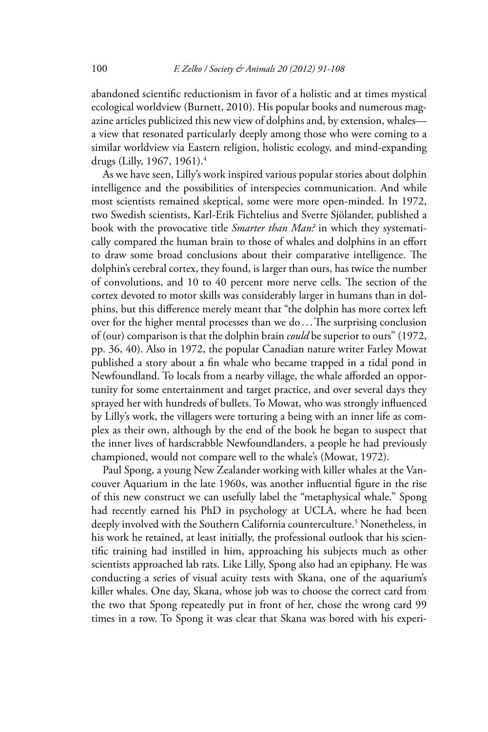abandoned scientific reductionism in favor of a holistic and at times mystical ecological worldview (Burnett, 2010). His popular books and numerous magazine articles publicized this new view of dolphins and, by extension, whales—a view that resonated particularly deeply among those who were coming to a similar worldview via Eastern religion, holistic ecology, and mind-expanding drugs (Lilly, 1967, 1961).[4]

As we have seen, Lilly's work inspired various popular stories about dolphin intelligence and the possibilities of interspecies communication. And while most scientists remained skeptical, some were more open-minded. In 1972, two Swedish scientists, Karl-Erik Fichtelius and Sverre Sjölander, published a book with the provocative title *Smarter than Man?* in which they systematically compared the human brain to those of whales and dolphins in an effort to draw some broad conclusions about their comparative intelligence. The dolphin's cerebral cortex, they found, is larger than ours, has twice the number of convolutions, and 10 to 40 percent more nerve cells. The section of the cortex devoted to motor skills was considerably larger in humans than in dolphins, but this difference merely meant that "the dolphin has more cortex left over for the higher mental processes than we do . . . The surprising conclusion of (our) comparison is that the dolphin brain *could* be superior to ours" (1972, pp. 36, 40). Also in 1972, the popular Canadian nature writer Farley Mowat published a story about a fin whale who became trapped in a tidal pond in Newfoundland. To locals from a nearby village, the whale afforded an opportunity for some entertainment and target practice, and over several days they sprayed her with hundreds of bullets. To Mowat, who was strongly influenced by Lilly's work, the villagers were torturing a being with an inner life as complex as their own, although by the end of the book he began to suspect that the inner lives of hardscrabble Newfoundlanders, a people he had previously championed, would not compare well to the whale's (Mowat, 1972).

Paul Spong, a young New Zealander working with killer whales at the Vancouver Aquarium in the late 1960s, was another influential figure in the rise of this new construct we can usefully label the "metaphysical whale." Spong had recently earned his PhD in psychology at UCLA, where he had been deeply involved with the Southern California counterculture.[5] Nonetheless, in his work he retained, at least initially, the professional outlook that his scientific training had instilled in him, approaching his subjects much as other scientists approached lab rats. Like Lilly, Spong also had an epiphany. He was conducting a series of visual acuity tests with Skana, one of the aquarium's killer whales. One day, Skana, whose job was to choose the correct card from the two that Spong repeatedly put in front of her, chose the wrong card 99 times in a row. To Spong it was clear that Skana was bored with his experi-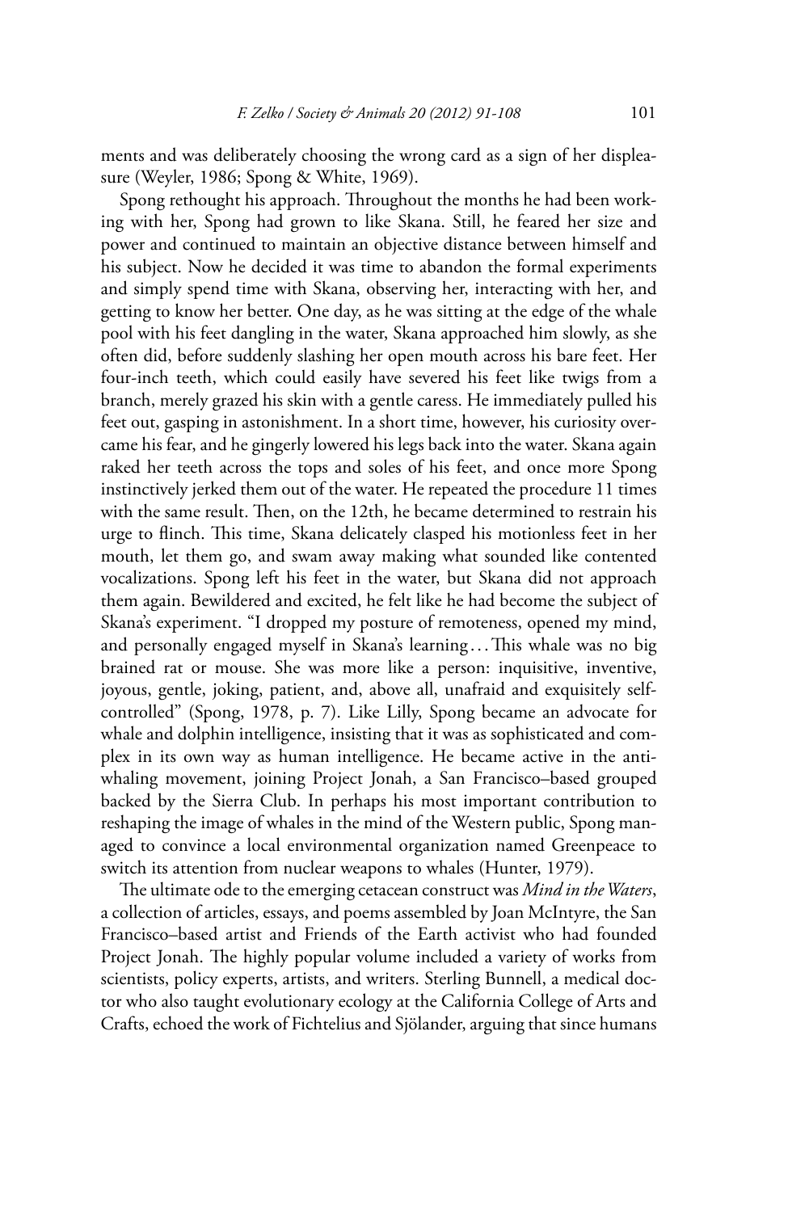ments and was deliberately choosing the wrong card as a sign of her displeasure (Weyler, 1986; Spong & White, 1969).

Spong rethought his approach. Throughout the months he had been working with her, Spong had grown to like Skana. Still, he feared her size and power and continued to maintain an objective distance between himself and his subject. Now he decided it was time to abandon the formal experiments and simply spend time with Skana, observing her, interacting with her, and getting to know her better. One day, as he was sitting at the edge of the whale pool with his feet dangling in the water, Skana approached him slowly, as she often did, before suddenly slashing her open mouth across his bare feet. Her four-inch teeth, which could easily have severed his feet like twigs from a branch, merely grazed his skin with a gentle caress. He immediately pulled his feet out, gasping in astonishment. In a short time, however, his curiosity overcame his fear, and he gingerly lowered his legs back into the water. Skana again raked her teeth across the tops and soles of his feet, and once more Spong instinctively jerked them out of the water. He repeated the procedure 11 times with the same result. Then, on the 12th, he became determined to restrain his urge to flinch. This time, Skana delicately clasped his motionless feet in her mouth, let them go, and swam away making what sounded like contented vocalizations. Spong left his feet in the water, but Skana did not approach them again. Bewildered and excited, he felt like he had become the subject of Skana's experiment. "I dropped my posture of remoteness, opened my mind, and personally engaged myself in Skana's learning . . . This whale was no big brained rat or mouse. She was more like a person: inquisitive, inventive, joyous, gentle, joking, patient, and, above all, unafraid and exquisitely self-controlled" (Spong, 1978, p. 7). Like Lilly, Spong became an advocate for whale and dolphin intelligence, insisting that it was as sophisticated and complex in its own way as human intelligence. He became active in the anti-whaling movement, joining Project Jonah, a San Francisco–based grouped backed by the Sierra Club. In perhaps his most important contribution to reshaping the image of whales in the mind of the Western public, Spong managed to convince a local environmental organization named Greenpeace to switch its attention from nuclear weapons to whales (Hunter, 1979).

The ultimate ode to the emerging cetacean construct was *Mind in the Waters*, a collection of articles, essays, and poems assembled by Joan McIntyre, the San Francisco–based artist and Friends of the Earth activist who had founded Project Jonah. The highly popular volume included a variety of works from scientists, policy experts, artists, and writers. Sterling Bunnell, a medical doctor who also taught evolutionary ecology at the California College of Arts and Crafts, echoed the work of Fichtelius and Sjölander, arguing that since humans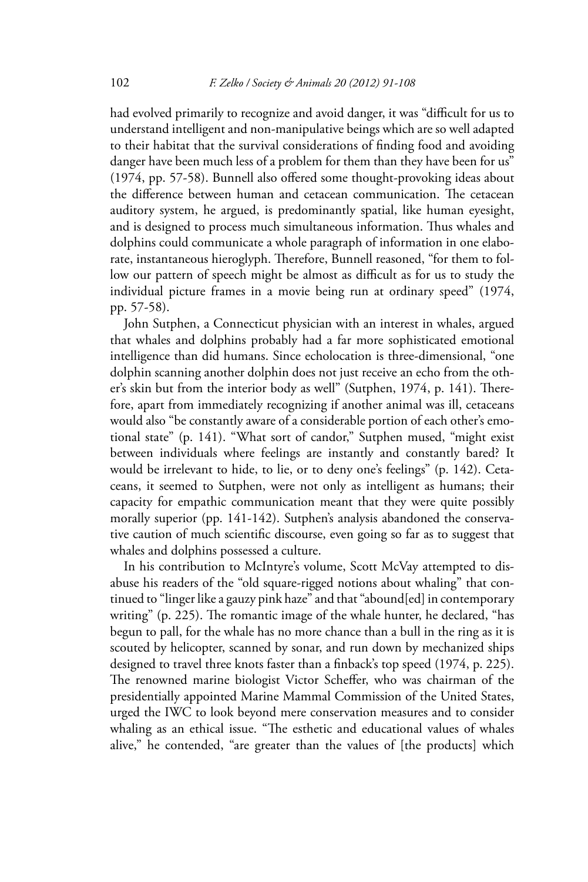had evolved primarily to recognize and avoid danger, it was "difficult for us to understand intelligent and non-manipulative beings which are so well adapted to their habitat that the survival considerations of finding food and avoiding danger have been much less of a problem for them than they have been for us" (1974, pp. 57-58). Bunnell also offered some thought-provoking ideas about the difference between human and cetacean communication. The cetacean auditory system, he argued, is predominantly spatial, like human eyesight, and is designed to process much simultaneous information. Thus whales and dolphins could communicate a whole paragraph of information in one elaborate, instantaneous hieroglyph. Therefore, Bunnell reasoned, "for them to follow our pattern of speech might be almost as difficult as for us to study the individual picture frames in a movie being run at ordinary speed" (1974, pp. 57-58).

John Sutphen, a Connecticut physician with an interest in whales, argued that whales and dolphins probably had a far more sophisticated emotional intelligence than did humans. Since echolocation is three-dimensional, "one dolphin scanning another dolphin does not just receive an echo from the other's skin but from the interior body as well" (Sutphen, 1974, p. 141). Therefore, apart from immediately recognizing if another animal was ill, cetaceans would also "be constantly aware of a considerable portion of each other's emotional state" (p. 141). "What sort of candor," Sutphen mused, "might exist between individuals where feelings are instantly and constantly bared? It would be irrelevant to hide, to lie, or to deny one's feelings" (p. 142). Cetaceans, it seemed to Sutphen, were not only as intelligent as humans; their capacity for empathic communication meant that they were quite possibly morally superior (pp. 141-142). Sutphen's analysis abandoned the conservative caution of much scientific discourse, even going so far as to suggest that whales and dolphins possessed a culture.

In his contribution to McIntyre's volume, Scott McVay attempted to disabuse his readers of the "old square-rigged notions about whaling" that continued to "linger like a gauzy pink haze" and that "abound[ed] in contemporary writing" (p. 225). The romantic image of the whale hunter, he declared, "has begun to pall, for the whale has no more chance than a bull in the ring as it is scouted by helicopter, scanned by sonar, and run down by mechanized ships designed to travel three knots faster than a finback's top speed (1974, p. 225). The renowned marine biologist Victor Scheffer, who was chairman of the presidentially appointed Marine Mammal Commission of the United States, urged the IWC to look beyond mere conservation measures and to consider whaling as an ethical issue. "The esthetic and educational values of whales alive," he contended, "are greater than the values of [the products] which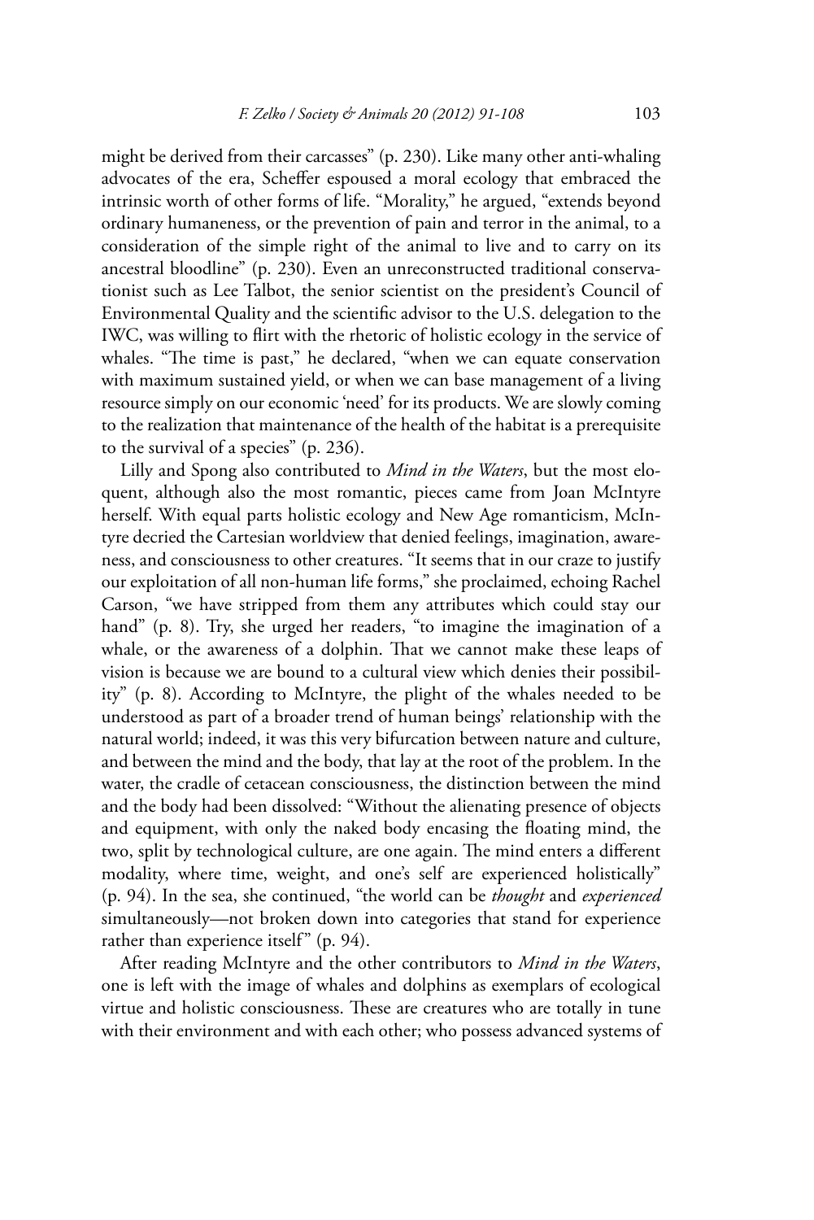might be derived from their carcasses" (p. 230). Like many other anti-whaling advocates of the era, Scheffer espoused a moral ecology that embraced the intrinsic worth of other forms of life. "Morality," he argued, "extends beyond ordinary humaneness, or the prevention of pain and terror in the animal, to a consideration of the simple right of the animal to live and to carry on its ancestral bloodline" (p. 230). Even an unreconstructed traditional conservationist such as Lee Talbot, the senior scientist on the president's Council of Environmental Quality and the scientific advisor to the U.S. delegation to the IWC, was willing to flirt with the rhetoric of holistic ecology in the service of whales. "The time is past," he declared, "when we can equate conservation with maximum sustained yield, or when we can base management of a living resource simply on our economic 'need' for its products. We are slowly coming to the realization that maintenance of the health of the habitat is a prerequisite to the survival of a species" (p. 236).

Lilly and Spong also contributed to *Mind in the Waters*, but the most eloquent, although also the most romantic, pieces came from Joan McIntyre herself. With equal parts holistic ecology and New Age romanticism, McIntyre decried the Cartesian worldview that denied feelings, imagination, awareness, and consciousness to other creatures. "It seems that in our craze to justify our exploitation of all non-human life forms," she proclaimed, echoing Rachel Carson, "we have stripped from them any attributes which could stay our hand" (p. 8). Try, she urged her readers, "to imagine the imagination of a whale, or the awareness of a dolphin. That we cannot make these leaps of vision is because we are bound to a cultural view which denies their possibility" (p. 8). According to McIntyre, the plight of the whales needed to be understood as part of a broader trend of human beings' relationship with the natural world; indeed, it was this very bifurcation between nature and culture, and between the mind and the body, that lay at the root of the problem. In the water, the cradle of cetacean consciousness, the distinction between the mind and the body had been dissolved: "Without the alienating presence of objects and equipment, with only the naked body encasing the floating mind, the two, split by technological culture, are one again. The mind enters a different modality, where time, weight, and one's self are experienced holistically" (p. 94). In the sea, she continued, "the world can be *thought* and *experienced* simultaneously—not broken down into categories that stand for experience rather than experience itself" (p. 94).

After reading McIntyre and the other contributors to *Mind in the Waters*, one is left with the image of whales and dolphins as exemplars of ecological virtue and holistic consciousness. These are creatures who are totally in tune with their environment and with each other; who possess advanced systems of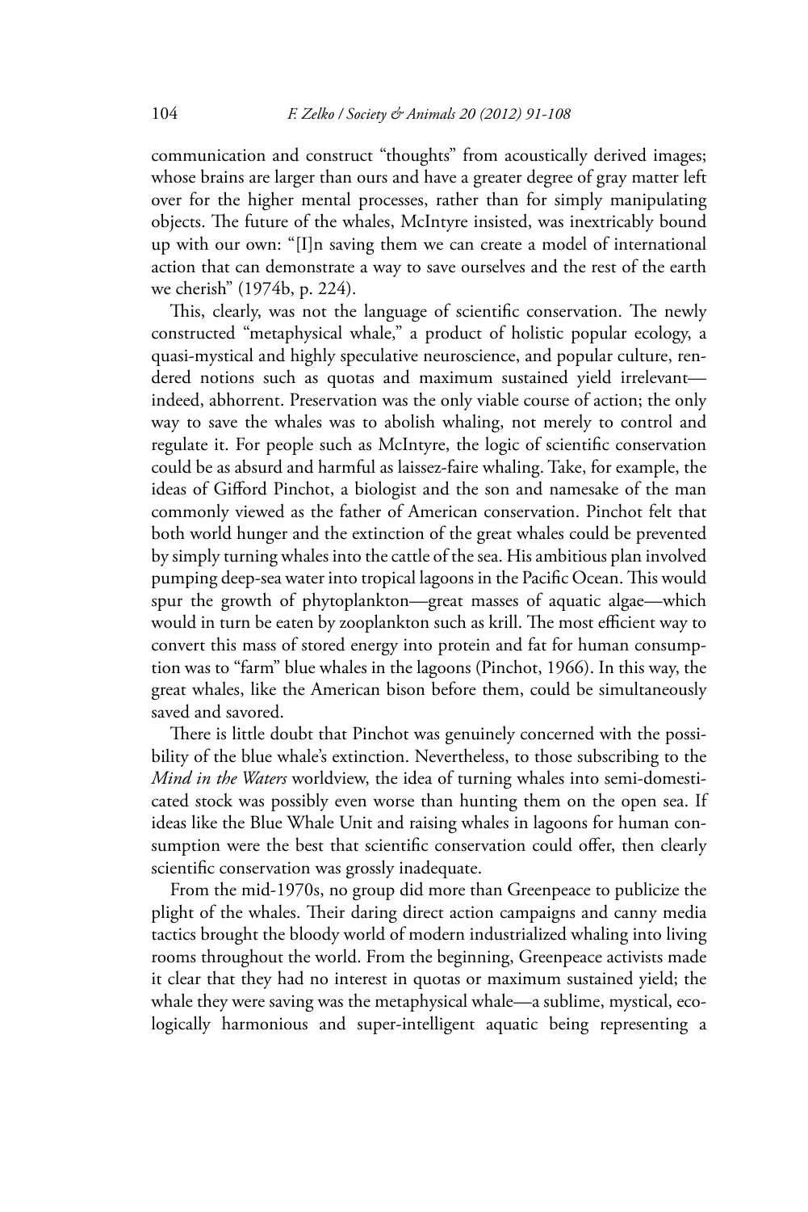communication and construct "thoughts" from acoustically derived images; whose brains are larger than ours and have a greater degree of gray matter left over for the higher mental processes, rather than for simply manipulating objects. The future of the whales, McIntyre insisted, was inextricably bound up with our own: "[I]n saving them we can create a model of international action that can demonstrate a way to save ourselves and the rest of the earth we cherish" (1974b, p. 224).

This, clearly, was not the language of scientific conservation. The newly constructed "metaphysical whale," a product of holistic popular ecology, a quasi-mystical and highly speculative neuroscience, and popular culture, rendered notions such as quotas and maximum sustained yield irrelevant—indeed, abhorrent. Preservation was the only viable course of action; the only way to save the whales was to abolish whaling, not merely to control and regulate it. For people such as McIntyre, the logic of scientific conservation could be as absurd and harmful as laissez-faire whaling. Take, for example, the ideas of Gifford Pinchot, a biologist and the son and namesake of the man commonly viewed as the father of American conservation. Pinchot felt that both world hunger and the extinction of the great whales could be prevented by simply turning whales into the cattle of the sea. His ambitious plan involved pumping deep-sea water into tropical lagoons in the Pacific Ocean. This would spur the growth of phytoplankton—great masses of aquatic algae—which would in turn be eaten by zooplankton such as krill. The most efficient way to convert this mass of stored energy into protein and fat for human consumption was to "farm" blue whales in the lagoons (Pinchot, 1966). In this way, the great whales, like the American bison before them, could be simultaneously saved and savored.

There is little doubt that Pinchot was genuinely concerned with the possibility of the blue whale's extinction. Nevertheless, to those subscribing to the *Mind in the Waters* worldview, the idea of turning whales into semi-domesticated stock was possibly even worse than hunting them on the open sea. If ideas like the Blue Whale Unit and raising whales in lagoons for human consumption were the best that scientific conservation could offer, then clearly scientific conservation was grossly inadequate.

From the mid-1970s, no group did more than Greenpeace to publicize the plight of the whales. Their daring direct action campaigns and canny media tactics brought the bloody world of modern industrialized whaling into living rooms throughout the world. From the beginning, Greenpeace activists made it clear that they had no interest in quotas or maximum sustained yield; the whale they were saving was the metaphysical whale—a sublime, mystical, ecologically harmonious and super-intelligent aquatic being representing a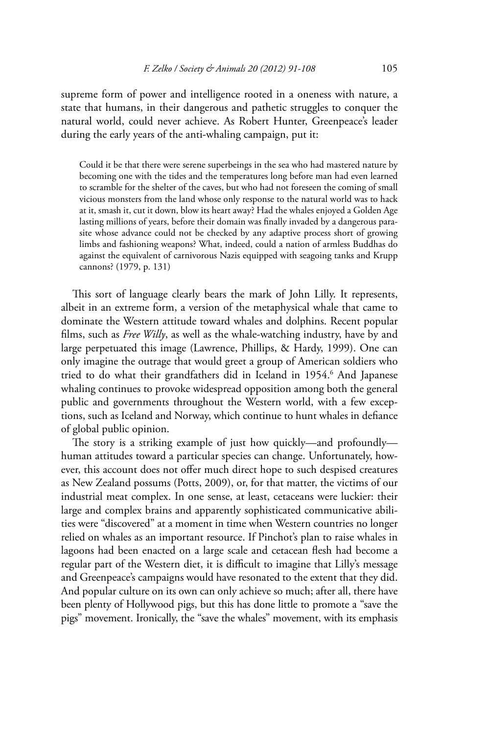supreme form of power and intelligence rooted in a oneness with nature, a state that humans, in their dangerous and pathetic struggles to conquer the natural world, could never achieve. As Robert Hunter, Greenpeace's leader during the early years of the anti-whaling campaign, put it:

> Could it be that there were serene superbeings in the sea who had mastered nature by becoming one with the tides and the temperatures long before man had even learned to scramble for the shelter of the caves, but who had not foreseen the coming of small vicious monsters from the land whose only response to the natural world was to hack at it, smash it, cut it down, blow its heart away? Had the whales enjoyed a Golden Age lasting millions of years, before their domain was finally invaded by a dangerous parasite whose advance could not be checked by any adaptive process short of growing limbs and fashioning weapons? What, indeed, could a nation of armless Buddhas do against the equivalent of carnivorous Nazis equipped with seagoing tanks and Krupp cannons? (1979, p. 131)

This sort of language clearly bears the mark of John Lilly. It represents, albeit in an extreme form, a version of the metaphysical whale that came to dominate the Western attitude toward whales and dolphins. Recent popular films, such as *Free Willy*, as well as the whale-watching industry, have by and large perpetuated this image (Lawrence, Phillips, & Hardy, 1999). One can only imagine the outrage that would greet a group of American soldiers who tried to do what their grandfathers did in Iceland in 1954.[6] And Japanese whaling continues to provoke widespread opposition among both the general public and governments throughout the Western world, with a few exceptions, such as Iceland and Norway, which continue to hunt whales in defiance of global public opinion.

The story is a striking example of just how quickly—and profoundly—human attitudes toward a particular species can change. Unfortunately, however, this account does not offer much direct hope to such despised creatures as New Zealand possums (Potts, 2009), or, for that matter, the victims of our industrial meat complex. In one sense, at least, cetaceans were luckier: their large and complex brains and apparently sophisticated communicative abilities were "discovered" at a moment in time when Western countries no longer relied on whales as an important resource. If Pinchot's plan to raise whales in lagoons had been enacted on a large scale and cetacean flesh had become a regular part of the Western diet, it is difficult to imagine that Lilly's message and Greenpeace's campaigns would have resonated to the extent that they did. And popular culture on its own can only achieve so much; after all, there have been plenty of Hollywood pigs, but this has done little to promote a "save the pigs" movement. Ironically, the "save the whales" movement, with its emphasis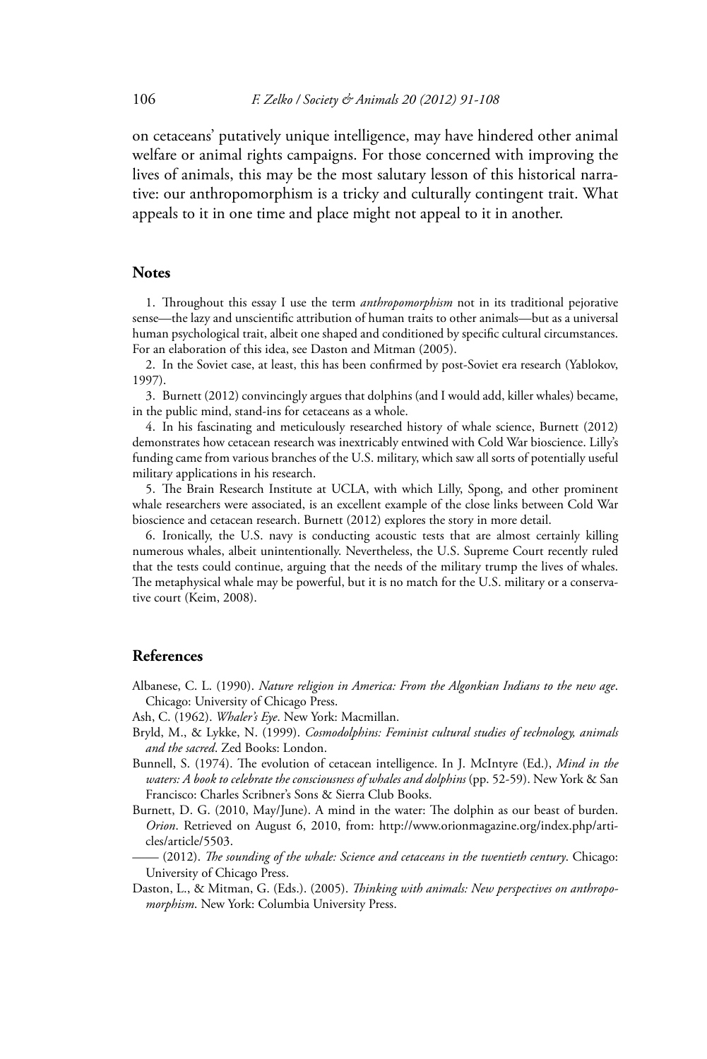on cetaceans' putatively unique intelligence, may have hindered other animal welfare or animal rights campaigns. For those concerned with improving the lives of animals, this may be the most salutary lesson of this historical narrative: our anthropomorphism is a tricky and culturally contingent trait. What appeals to it in one time and place might not appeal to it in another.

## Notes

1. Throughout this essay I use the term *anthropomorphism* not in its traditional pejorative sense—the lazy and unscientific attribution of human traits to other animals—but as a universal human psychological trait, albeit one shaped and conditioned by specific cultural circumstances. For an elaboration of this idea, see Daston and Mitman (2005).

2. In the Soviet case, at least, this has been confirmed by post-Soviet era research (Yablokov, 1997).

3. Burnett (2012) convincingly argues that dolphins (and I would add, killer whales) became, in the public mind, stand-ins for cetaceans as a whole.

4. In his fascinating and meticulously researched history of whale science, Burnett (2012) demonstrates how cetacean research was inextricably entwined with Cold War bioscience. Lilly's funding came from various branches of the U.S. military, which saw all sorts of potentially useful military applications in his research.

5. The Brain Research Institute at UCLA, with which Lilly, Spong, and other prominent whale researchers were associated, is an excellent example of the close links between Cold War bioscience and cetacean research. Burnett (2012) explores the story in more detail.

6. Ironically, the U.S. navy is conducting acoustic tests that are almost certainly killing numerous whales, albeit unintentionally. Nevertheless, the U.S. Supreme Court recently ruled that the tests could continue, arguing that the needs of the military trump the lives of whales. The metaphysical whale may be powerful, but it is no match for the U.S. military or a conservative court (Keim, 2008).

## References

Albanese, C. L. (1990). *Nature religion in America: From the Algonkian Indians to the new age*. Chicago: University of Chicago Press.

Ash, C. (1962). *Whaler's Eye*. New York: Macmillan.

Bryld, M., & Lykke, N. (1999). *Cosmodolphins: Feminist cultural studies of technology, animals and the sacred*. Zed Books: London.

Bunnell, S. (1974). The evolution of cetacean intelligence. In J. McIntyre (Ed.), *Mind in the waters: A book to celebrate the consciousness of whales and dolphins* (pp. 52-59). New York & San Francisco: Charles Scribner's Sons & Sierra Club Books.

Burnett, D. G. (2010, May/June). A mind in the water: The dolphin as our beast of burden. *Orion*. Retrieved on August 6, 2010, from: http://www.orionmagazine.org/index.php/articles/article/5503.

—— (2012). *The sounding of the whale: Science and cetaceans in the twentieth century*. Chicago: University of Chicago Press.

Daston, L., & Mitman, G. (Eds.). (2005). *Thinking with animals: New perspectives on anthropomorphism*. New York: Columbia University Press.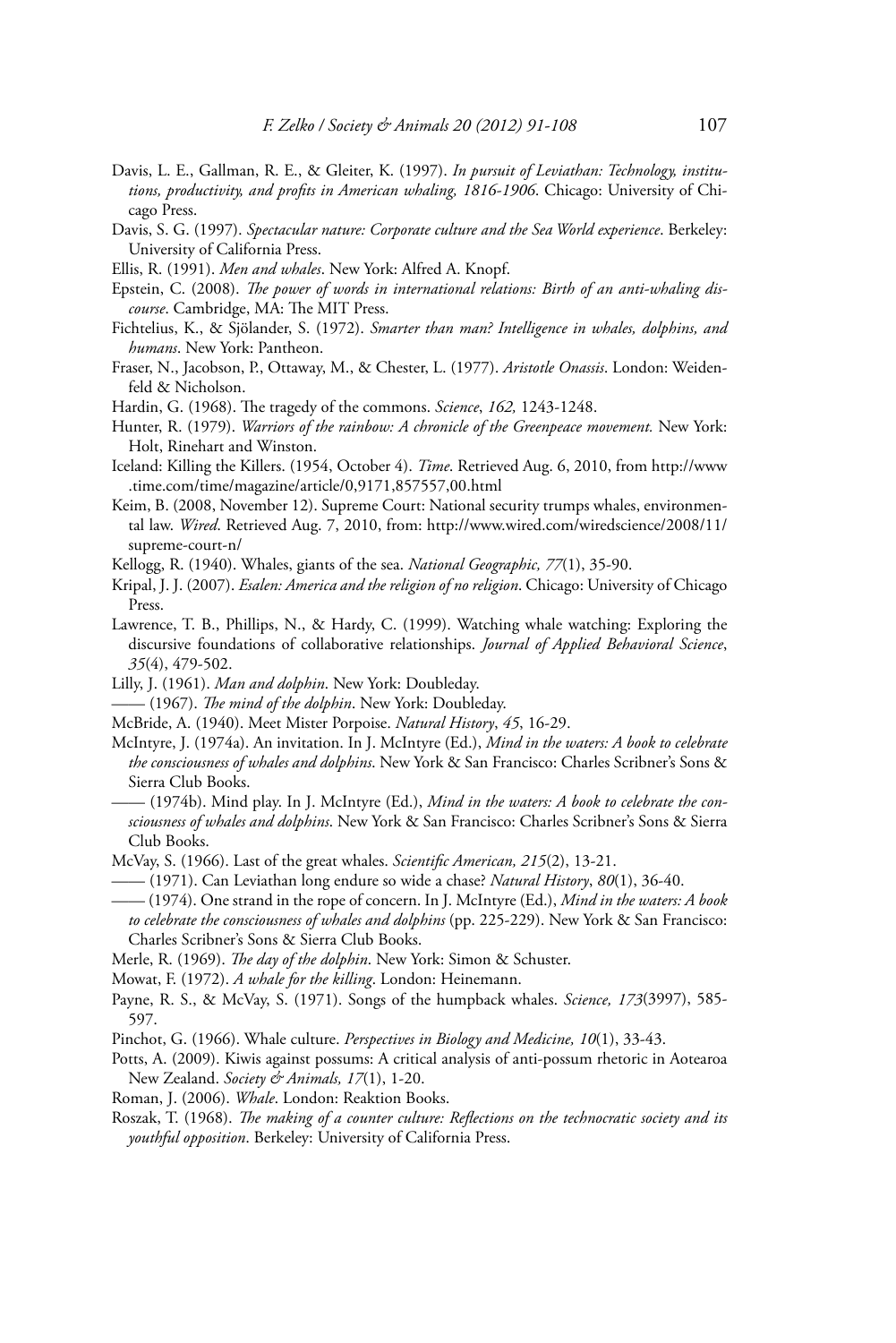Davis, L. E., Gallman, R. E., & Gleiter, K. (1997). *In pursuit of Leviathan: Technology, institutions, productivity, and profits in American whaling, 1816-1906*. Chicago: University of Chicago Press.

Davis, S. G. (1997). *Spectacular nature: Corporate culture and the Sea World experience*. Berkeley: University of California Press.

Ellis, R. (1991). *Men and whales*. New York: Alfred A. Knopf.

Epstein, C. (2008). *The power of words in international relations: Birth of an anti-whaling discourse*. Cambridge, MA: The MIT Press.

Fichtelius, K., & Sjölander, S. (1972). *Smarter than man? Intelligence in whales, dolphins, and humans*. New York: Pantheon.

Fraser, N., Jacobson, P., Ottaway, M., & Chester, L. (1977). *Aristotle Onassis*. London: Weidenfeld & Nicholson.

Hardin, G. (1968). The tragedy of the commons. *Science*, *162,* 1243-1248.

Hunter, R. (1979). *Warriors of the rainbow: A chronicle of the Greenpeace movement.* New York: Holt, Rinehart and Winston.

Iceland: Killing the Killers. (1954, October 4). *Time*. Retrieved Aug. 6, 2010, from http://www.time.com/time/magazine/article/0,9171,857557,00.html

Keim, B. (2008, November 12). Supreme Court: National security trumps whales, environmental law. *Wired*. Retrieved Aug. 7, 2010, from: http://www.wired.com/wiredscience/2008/11/supreme-court-n/

Kellogg, R. (1940). Whales, giants of the sea. *National Geographic, 77*(1), 35-90.

Kripal, J. J. (2007). *Esalen: America and the religion of no religion*. Chicago: University of Chicago Press.

Lawrence, T. B., Phillips, N., & Hardy, C. (1999). Watching whale watching: Exploring the discursive foundations of collaborative relationships. *Journal of Applied Behavioral Science*, *35*(4), 479-502.

Lilly, J. (1961). *Man and dolphin*. New York: Doubleday.

—— (1967). *The mind of the dolphin*. New York: Doubleday.

McBride, A. (1940). Meet Mister Porpoise. *Natural History*, *45*, 16-29.

McIntyre, J. (1974a). An invitation. In J. McIntyre (Ed.), *Mind in the waters: A book to celebrate the consciousness of whales and dolphins*. New York & San Francisco: Charles Scribner's Sons & Sierra Club Books.

—— (1974b). Mind play. In J. McIntyre (Ed.), *Mind in the waters: A book to celebrate the consciousness of whales and dolphins*. New York & San Francisco: Charles Scribner's Sons & Sierra Club Books.

McVay, S. (1966). Last of the great whales. *Scientific American, 215*(2), 13-21.

—— (1971). Can Leviathan long endure so wide a chase? *Natural History*, *80*(1), 36-40.

—— (1974). One strand in the rope of concern. In J. McIntyre (Ed.), *Mind in the waters: A book to celebrate the consciousness of whales and dolphins* (pp. 225-229). New York & San Francisco: Charles Scribner's Sons & Sierra Club Books.

Merle, R. (1969). *The day of the dolphin*. New York: Simon & Schuster.

Mowat, F. (1972). *A whale for the killing*. London: Heinemann.

Payne, R. S., & McVay, S. (1971). Songs of the humpback whales. *Science, 173*(3997), 585-597.

Pinchot, G. (1966). Whale culture. *Perspectives in Biology and Medicine, 10*(1), 33-43.

Potts, A. (2009). Kiwis against possums: A critical analysis of anti-possum rhetoric in Aotearoa New Zealand. *Society & Animals, 17*(1), 1-20.

Roman, J. (2006). *Whale*. London: Reaktion Books.

Roszak, T. (1968). *The making of a counter culture: Reflections on the technocratic society and its youthful opposition*. Berkeley: University of California Press.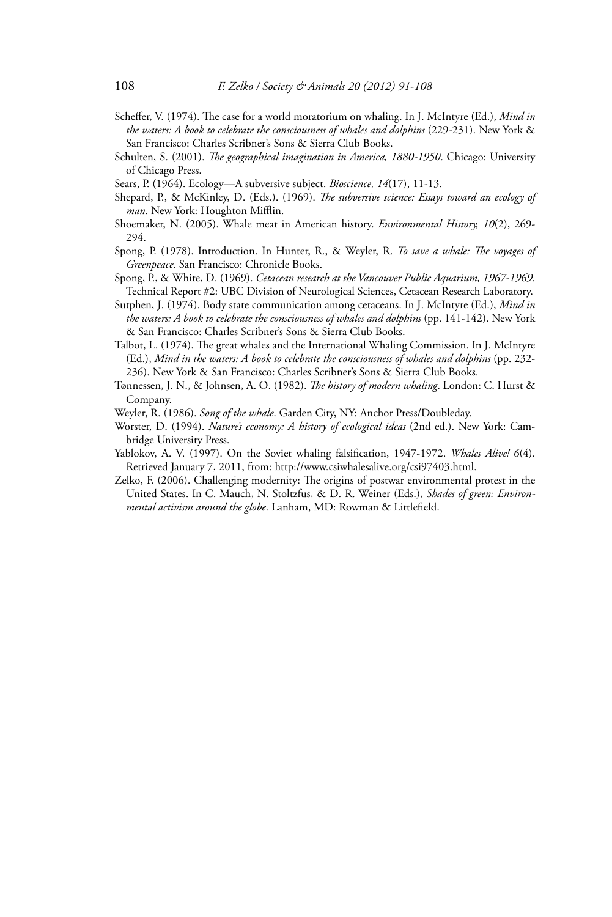Scheffer, V. (1974). The case for a world moratorium on whaling. In J. McIntyre (Ed.), *Mind in the waters: A book to celebrate the consciousness of whales and dolphins* (229-231). New York & San Francisco: Charles Scribner's Sons & Sierra Club Books.

Schulten, S. (2001). *The geographical imagination in America, 1880-1950*. Chicago: University of Chicago Press.

Sears, P. (1964). Ecology—A subversive subject. *Bioscience, 14*(17), 11-13.

Shepard, P., & McKinley, D. (Eds.). (1969). *The subversive science: Essays toward an ecology of man*. New York: Houghton Mifflin.

Shoemaker, N. (2005). Whale meat in American history. *Environmental History, 10*(2), 269-294.

Spong, P. (1978). Introduction. In Hunter, R., & Weyler, R. *To save a whale: The voyages of Greenpeace*. San Francisco: Chronicle Books.

Spong, P., & White, D. (1969). *Cetacean research at the Vancouver Public Aquarium, 1967-1969*. Technical Report #2: UBC Division of Neurological Sciences, Cetacean Research Laboratory.

Sutphen, J. (1974). Body state communication among cetaceans. In J. McIntyre (Ed.), *Mind in the waters: A book to celebrate the consciousness of whales and dolphins* (pp. 141-142). New York & San Francisco: Charles Scribner's Sons & Sierra Club Books.

Talbot, L. (1974). The great whales and the International Whaling Commission. In J. McIntyre (Ed.), *Mind in the waters: A book to celebrate the consciousness of whales and dolphins* (pp. 232-236). New York & San Francisco: Charles Scribner's Sons & Sierra Club Books.

Tønnessen, J. N., & Johnsen, A. O. (1982). *The history of modern whaling*. London: C. Hurst & Company.

Weyler, R. (1986). *Song of the whale*. Garden City, NY: Anchor Press/Doubleday.

Worster, D. (1994). *Nature's economy: A history of ecological ideas* (2nd ed.). New York: Cambridge University Press.

Yablokov, A. V. (1997). On the Soviet whaling falsification, 1947-1972. *Whales Alive! 6*(4). Retrieved January 7, 2011, from: http://www.csiwhalesalive.org/csi97403.html.

Zelko, F. (2006). Challenging modernity: The origins of postwar environmental protest in the United States. In C. Mauch, N. Stoltzfus, & D. R. Weiner (Eds.), *Shades of green: Environmental activism around the globe*. Lanham, MD: Rowman & Littlefield.